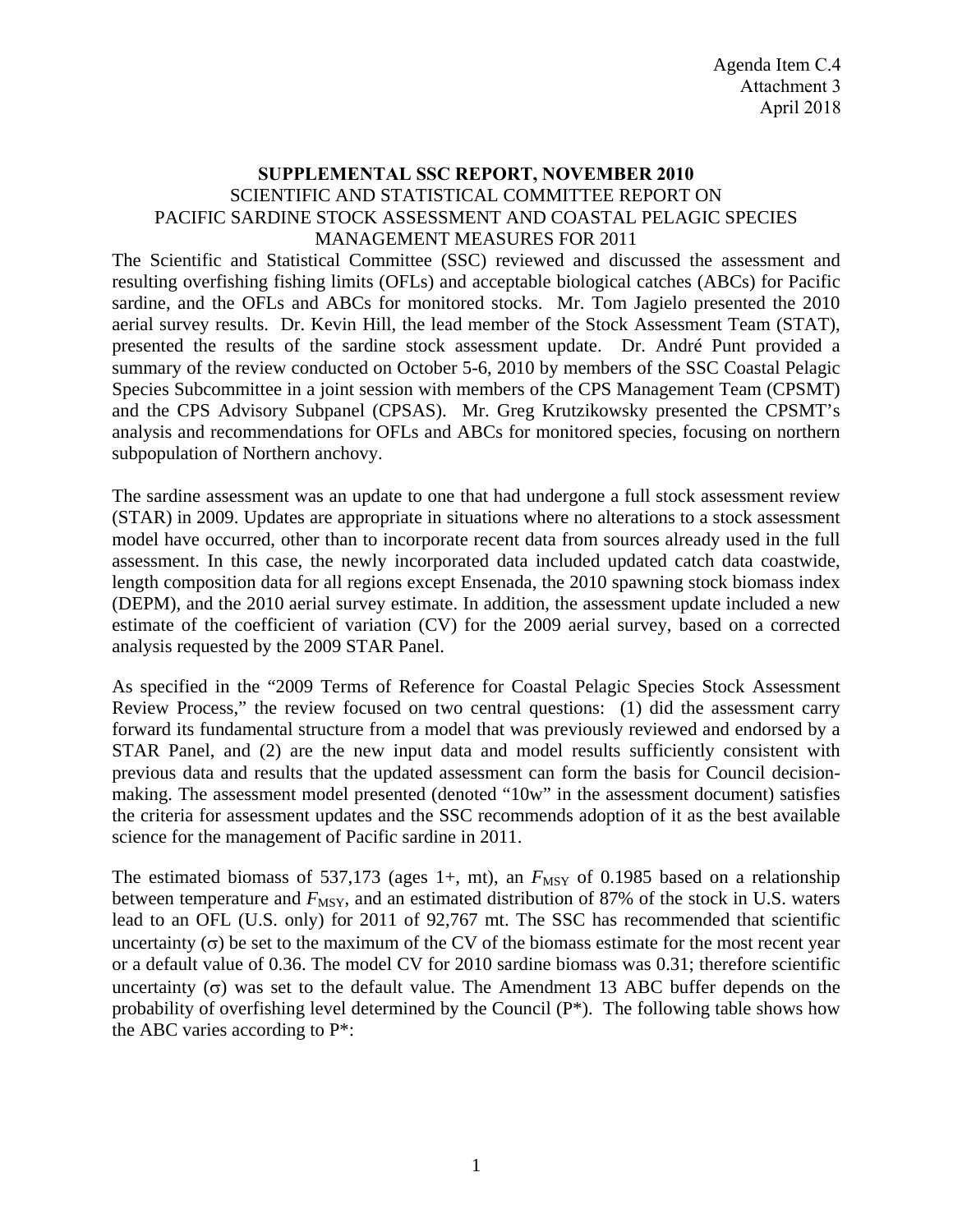Agenda Item C.4
Attachment 3
April 2018

**SUPPLEMENTAL SSC REPORT, NOVEMBER 2010**

SCIENTIFIC AND STATISTICAL COMMITTEE REPORT ON PACIFIC SARDINE STOCK ASSESSMENT AND COASTAL PELAGIC SPECIES MANAGEMENT MEASURES FOR 2011

The Scientific and Statistical Committee (SSC) reviewed and discussed the assessment and resulting overfishing fishing limits (OFLs) and acceptable biological catches (ABCs) for Pacific sardine, and the OFLs and ABCs for monitored stocks. Mr. Tom Jagielo presented the 2010 aerial survey results. Dr. Kevin Hill, the lead member of the Stock Assessment Team (STAT), presented the results of the sardine stock assessment update. Dr. André Punt provided a summary of the review conducted on October 5-6, 2010 by members of the SSC Coastal Pelagic Species Subcommittee in a joint session with members of the CPS Management Team (CPSMT) and the CPS Advisory Subpanel (CPSAS). Mr. Greg Krutzikowsky presented the CPSMT's analysis and recommendations for OFLs and ABCs for monitored species, focusing on northern subpopulation of Northern anchovy.

The sardine assessment was an update to one that had undergone a full stock assessment review (STAR) in 2009. Updates are appropriate in situations where no alterations to a stock assessment model have occurred, other than to incorporate recent data from sources already used in the full assessment. In this case, the newly incorporated data included updated catch data coastwide, length composition data for all regions except Ensenada, the 2010 spawning stock biomass index (DEPM), and the 2010 aerial survey estimate. In addition, the assessment update included a new estimate of the coefficient of variation (CV) for the 2009 aerial survey, based on a corrected analysis requested by the 2009 STAR Panel.

As specified in the "2009 Terms of Reference for Coastal Pelagic Species Stock Assessment Review Process," the review focused on two central questions: (1) did the assessment carry forward its fundamental structure from a model that was previously reviewed and endorsed by a STAR Panel, and (2) are the new input data and model results sufficiently consistent with previous data and results that the updated assessment can form the basis for Council decision-making. The assessment model presented (denoted "10w" in the assessment document) satisfies the criteria for assessment updates and the SSC recommends adoption of it as the best available science for the management of Pacific sardine in 2011.

The estimated biomass of 537,173 (ages 1+, mt), an $F_{MSY}$ of 0.1985 based on a relationship between temperature and $F_{MSY}$, and an estimated distribution of 87% of the stock in U.S. waters lead to an OFL (U.S. only) for 2011 of 92,767 mt. The SSC has recommended that scientific uncertainty ($\sigma$) be set to the maximum of the CV of the biomass estimate for the most recent year or a default value of 0.36. The model CV for 2010 sardine biomass was 0.31; therefore scientific uncertainty ($\sigma$) was set to the default value. The Amendment 13 ABC buffer depends on the probability of overfishing level determined by the Council (P*). The following table shows how the ABC varies according to P*: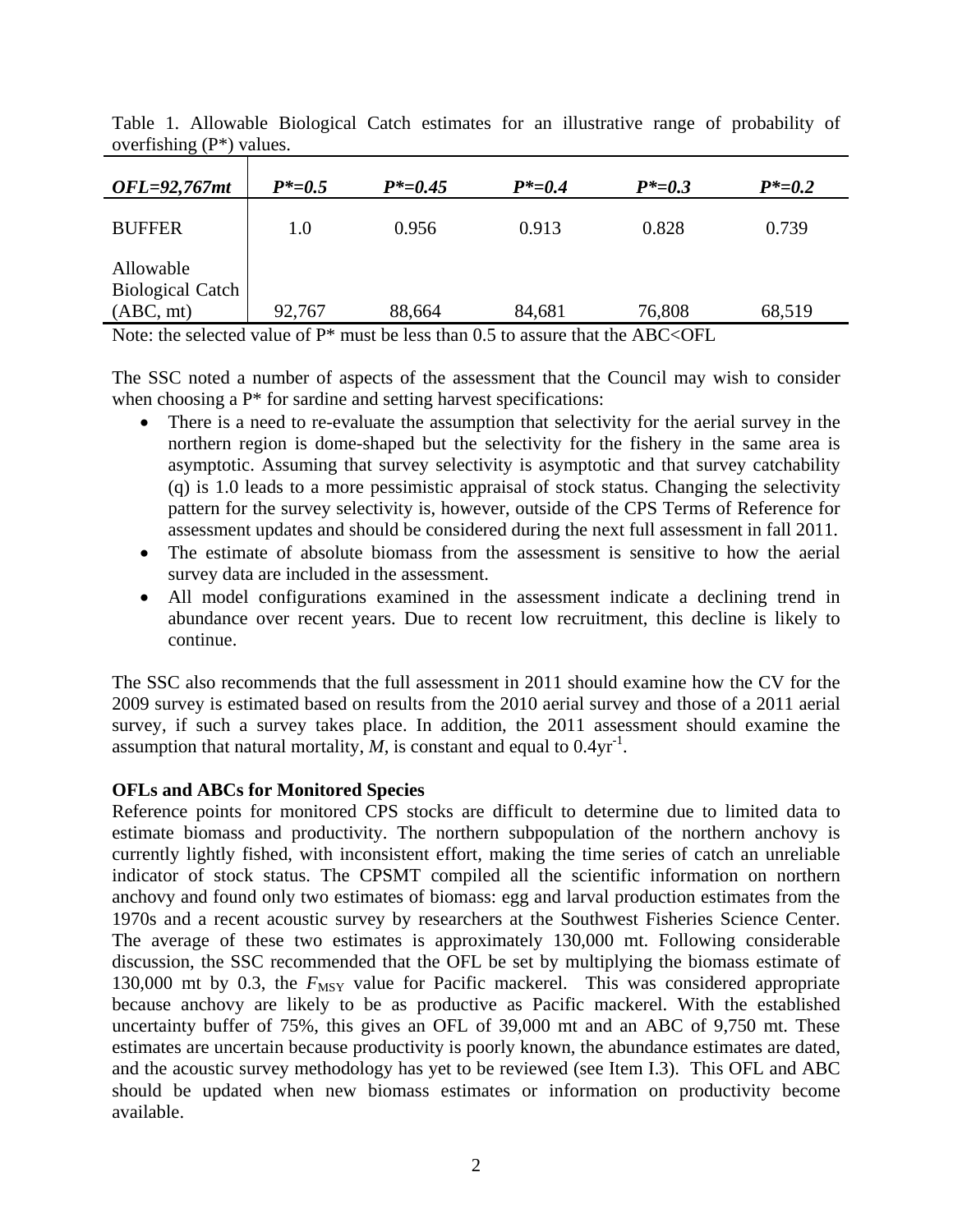Table 1. Allowable Biological Catch estimates for an illustrative range of probability of overfishing (P*) values.

| ***OFL=92,767mt*** | ***P*=0.5*** | ***P*=0.45*** | ***P*=0.4*** | ***P*=0.3*** | ***P*=0.2*** |
|---|---|---|---|---|---|
| BUFFER | 1.0 | 0.956 | 0.913 | 0.828 | 0.739 |
| Allowable Biological Catch (ABC, mt) | 92,767 | 88,664 | 84,681 | 76,808 | 68,519 |

Note: the selected value of P* must be less than 0.5 to assure that the ABC<OFL

The SSC noted a number of aspects of the assessment that the Council may wish to consider when choosing a P* for sardine and setting harvest specifications:

- There is a need to re-evaluate the assumption that selectivity for the aerial survey in the northern region is dome-shaped but the selectivity for the fishery in the same area is asymptotic. Assuming that survey selectivity is asymptotic and that survey catchability (q) is 1.0 leads to a more pessimistic appraisal of stock status. Changing the selectivity pattern for the survey selectivity is, however, outside of the CPS Terms of Reference for assessment updates and should be considered during the next full assessment in fall 2011.
- The estimate of absolute biomass from the assessment is sensitive to how the aerial survey data are included in the assessment.
- All model configurations examined in the assessment indicate a declining trend in abundance over recent years. Due to recent low recruitment, this decline is likely to continue.

The SSC also recommends that the full assessment in 2011 should examine how the CV for the 2009 survey is estimated based on results from the 2010 aerial survey and those of a 2011 aerial survey, if such a survey takes place. In addition, the 2011 assessment should examine the assumption that natural mortality, $M$, is constant and equal to $0.4yr^{-1}$.

**OFLs and ABCs for Monitored Species**

Reference points for monitored CPS stocks are difficult to determine due to limited data to estimate biomass and productivity. The northern subpopulation of the northern anchovy is currently lightly fished, with inconsistent effort, making the time series of catch an unreliable indicator of stock status. The CPSMT compiled all the scientific information on northern anchovy and found only two estimates of biomass: egg and larval production estimates from the 1970s and a recent acoustic survey by researchers at the Southwest Fisheries Science Center. The average of these two estimates is approximately 130,000 mt. Following considerable discussion, the SSC recommended that the OFL be set by multiplying the biomass estimate of 130,000 mt by 0.3, the $F_{MSY}$ value for Pacific mackerel. This was considered appropriate because anchovy are likely to be as productive as Pacific mackerel. With the established uncertainty buffer of 75%, this gives an OFL of 39,000 mt and an ABC of 9,750 mt. These estimates are uncertain because productivity is poorly known, the abundance estimates are dated, and the acoustic survey methodology has yet to be reviewed (see Item I.3). This OFL and ABC should be updated when new biomass estimates or information on productivity become available.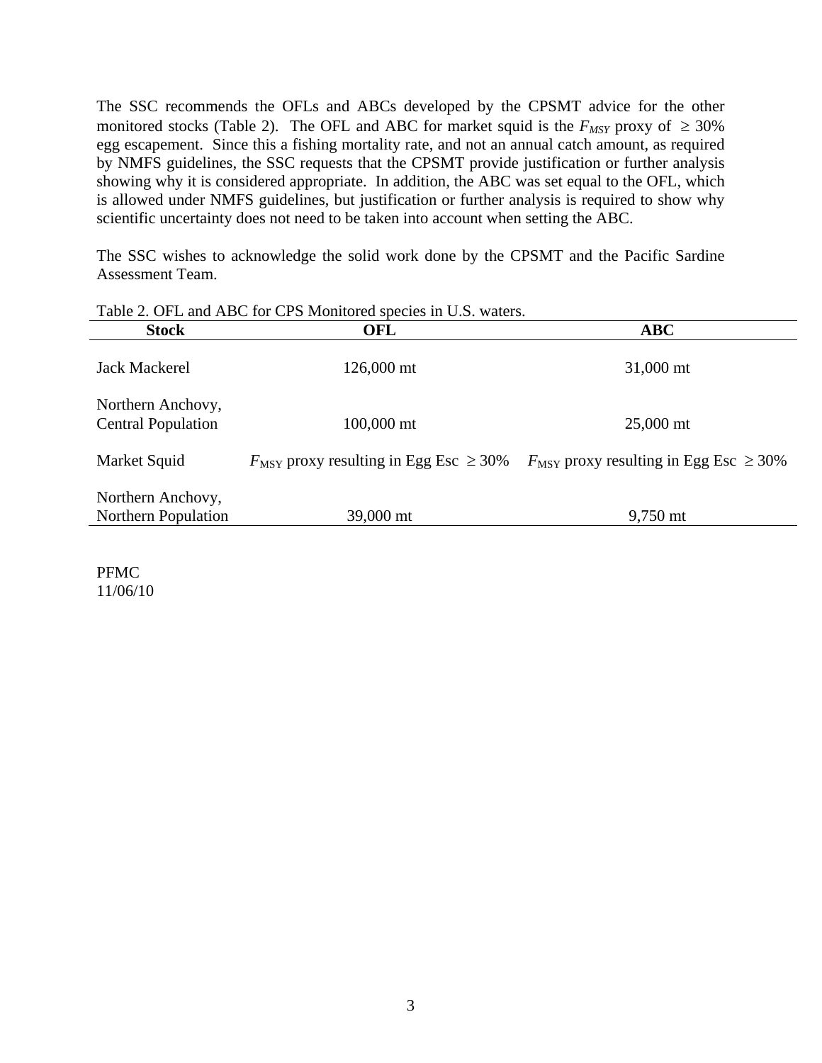The SSC recommends the OFLs and ABCs developed by the CPSMT advice for the other monitored stocks (Table 2). The OFL and ABC for market squid is the $F_{MSY}$ proxy of $\geq$ 30% egg escapement. Since this a fishing mortality rate, and not an annual catch amount, as required by NMFS guidelines, the SSC requests that the CPSMT provide justification or further analysis showing why it is considered appropriate. In addition, the ABC was set equal to the OFL, which is allowed under NMFS guidelines, but justification or further analysis is required to show why scientific uncertainty does not need to be taken into account when setting the ABC.

The SSC wishes to acknowledge the solid work done by the CPSMT and the Pacific Sardine Assessment Team.

Table 2. OFL and ABC for CPS Monitored species in U.S. waters.

| Stock | OFL | ABC |
|---|---|---|
| Jack Mackerel | 126,000 mt | 31,000 mt |
| Northern Anchovy, Central Population | 100,000 mt | 25,000 mt |
| Market Squid | $F_{MSY}$ proxy resulting in Egg Esc $\geq$ 30% | $F_{MSY}$ proxy resulting in Egg Esc $\geq$ 30% |
| Northern Anchovy, Northern Population | 39,000 mt | 9,750 mt |

PFMC
11/06/10